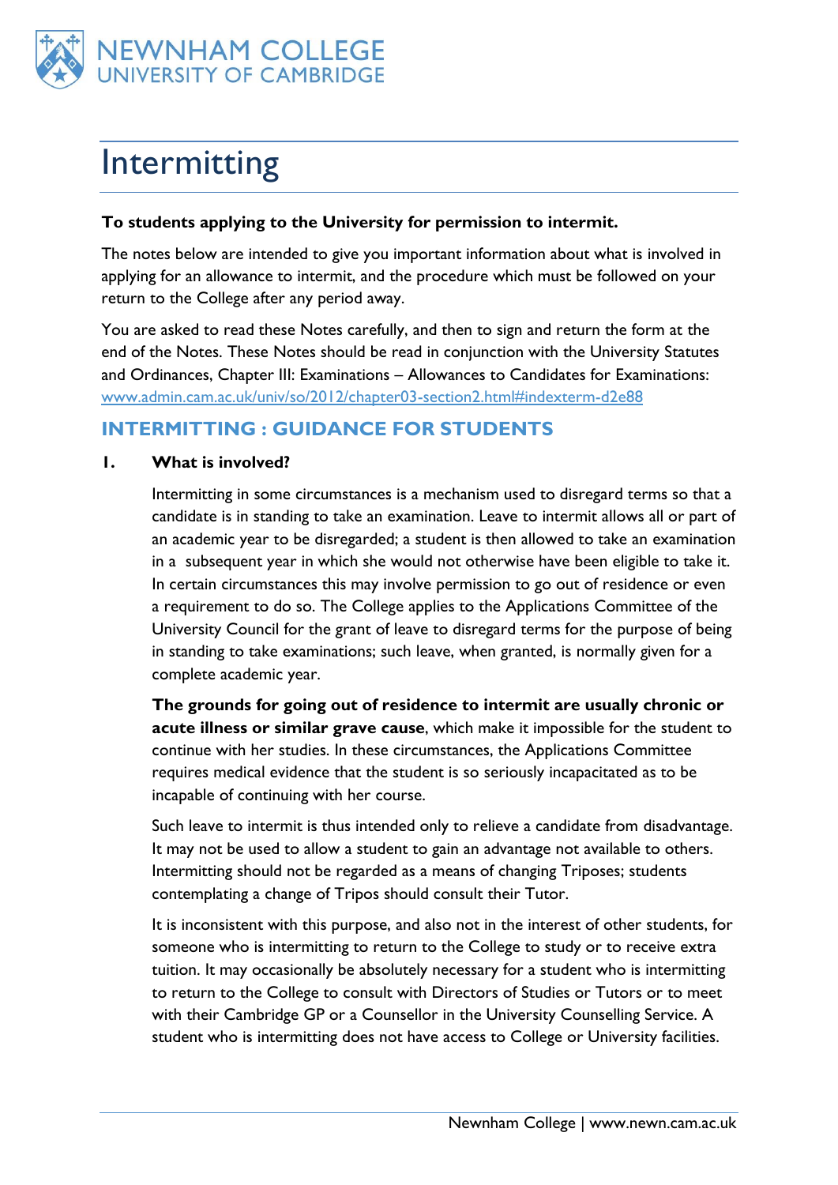# Intermitting

**To students applying to the University for permission to intermit.**

The notes below are intended to give you important information about what is involved in applying for an allowance to intermit, and the procedure which must be followed on your return to the College after any period away.

You are asked to read these Notes carefully, and then to sign and return the form at the end of the Notes. These Notes should be read in conjunction with the University Statutes and Ordinances, Chapter III: Examinations – Allowances to Candidates for Examinations: www.admin.cam.ac.uk/univ/so/2012/chapter03-section2.html#indexterm-d2e88

## INTERMITTING : GUIDANCE FOR STUDENTS

### 1. What is involved?

Intermitting in some circumstances is a mechanism used to disregard terms so that a candidate is in standing to take an examination. Leave to intermit allows all or part of an academic year to be disregarded; a student is then allowed to take an examination in a subsequent year in which she would not otherwise have been eligible to take it. In certain circumstances this may involve permission to go out of residence or even a requirement to do so. The College applies to the Applications Committee of the University Council for the grant of leave to disregard terms for the purpose of being in standing to take examinations; such leave, when granted, is normally given for a complete academic year.

**The grounds for going out of residence to intermit are usually chronic or acute illness or similar grave cause**, which make it impossible for the student to continue with her studies. In these circumstances, the Applications Committee requires medical evidence that the student is so seriously incapacitated as to be incapable of continuing with her course.

Such leave to intermit is thus intended only to relieve a candidate from disadvantage. It may not be used to allow a student to gain an advantage not available to others. Intermitting should not be regarded as a means of changing Triposes; students contemplating a change of Tripos should consult their Tutor.

It is inconsistent with this purpose, and also not in the interest of other students, for someone who is intermitting to return to the College to study or to receive extra tuition. It may occasionally be absolutely necessary for a student who is intermitting to return to the College to consult with Directors of Studies or Tutors or to meet with their Cambridge GP or a Counsellor in the University Counselling Service. A student who is intermitting does not have access to College or University facilities.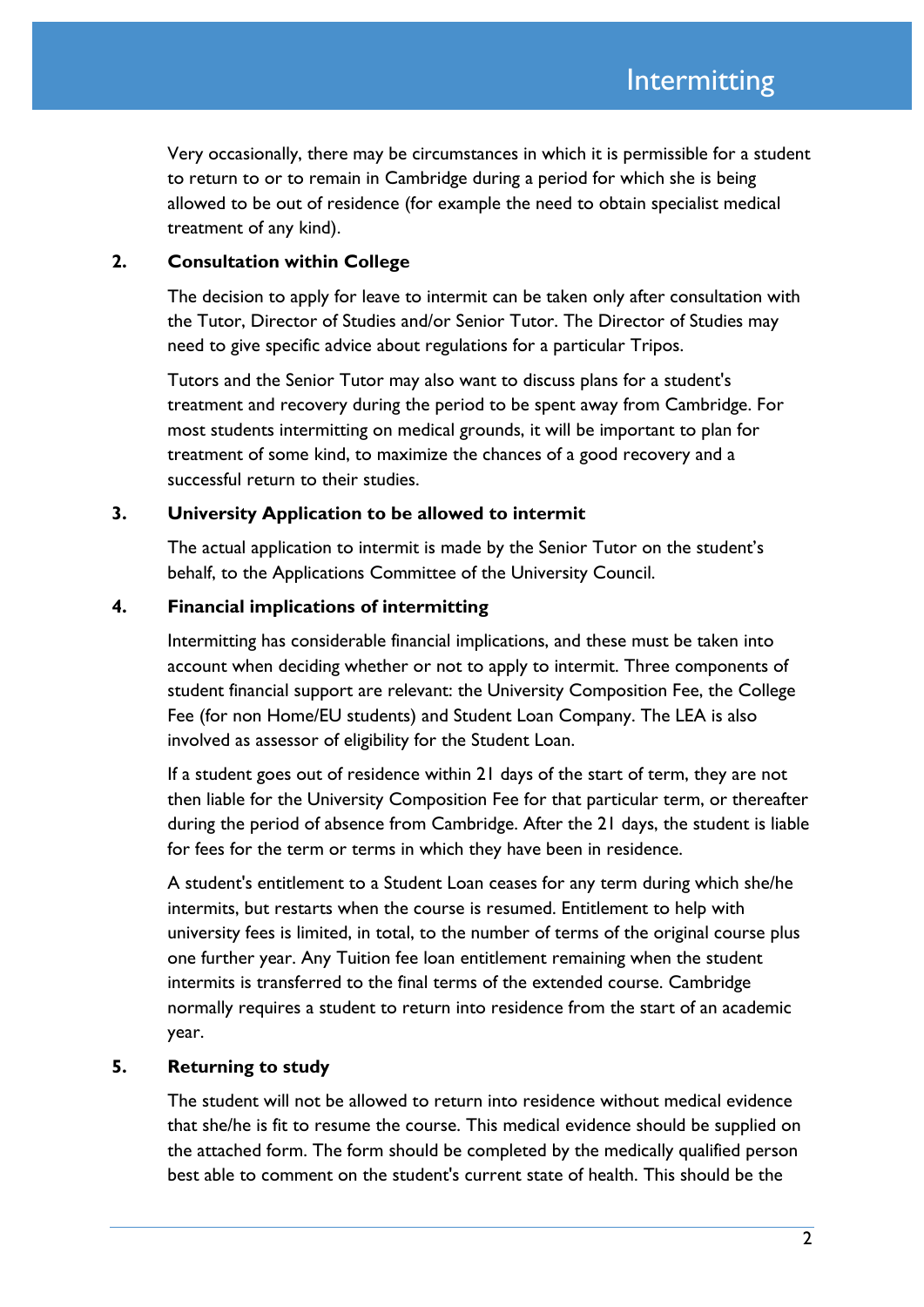Very occasionally, there may be circumstances in which it is permissible for a student to return to or to remain in Cambridge during a period for which she is being allowed to be out of residence (for example the need to obtain specialist medical treatment of any kind).

## 2. Consultation within College

The decision to apply for leave to intermit can be taken only after consultation with the Tutor, Director of Studies and/or Senior Tutor. The Director of Studies may need to give specific advice about regulations for a particular Tripos.

Tutors and the Senior Tutor may also want to discuss plans for a student's treatment and recovery during the period to be spent away from Cambridge. For most students intermitting on medical grounds, it will be important to plan for treatment of some kind, to maximize the chances of a good recovery and a successful return to their studies.

## 3. University Application to be allowed to intermit

The actual application to intermit is made by the Senior Tutor on the student's behalf, to the Applications Committee of the University Council.

## 4. Financial implications of intermitting

Intermitting has considerable financial implications, and these must be taken into account when deciding whether or not to apply to intermit. Three components of student financial support are relevant: the University Composition Fee, the College Fee (for non Home/EU students) and Student Loan Company. The LEA is also involved as assessor of eligibility for the Student Loan.

If a student goes out of residence within 21 days of the start of term, they are not then liable for the University Composition Fee for that particular term, or thereafter during the period of absence from Cambridge. After the 21 days, the student is liable for fees for the term or terms in which they have been in residence.

A student's entitlement to a Student Loan ceases for any term during which she/he intermits, but restarts when the course is resumed. Entitlement to help with university fees is limited, in total, to the number of terms of the original course plus one further year. Any Tuition fee loan entitlement remaining when the student intermits is transferred to the final terms of the extended course. Cambridge normally requires a student to return into residence from the start of an academic year.

## 5. Returning to study

The student will not be allowed to return into residence without medical evidence that she/he is fit to resume the course. This medical evidence should be supplied on the attached form. The form should be completed by the medically qualified person best able to comment on the student's current state of health. This should be the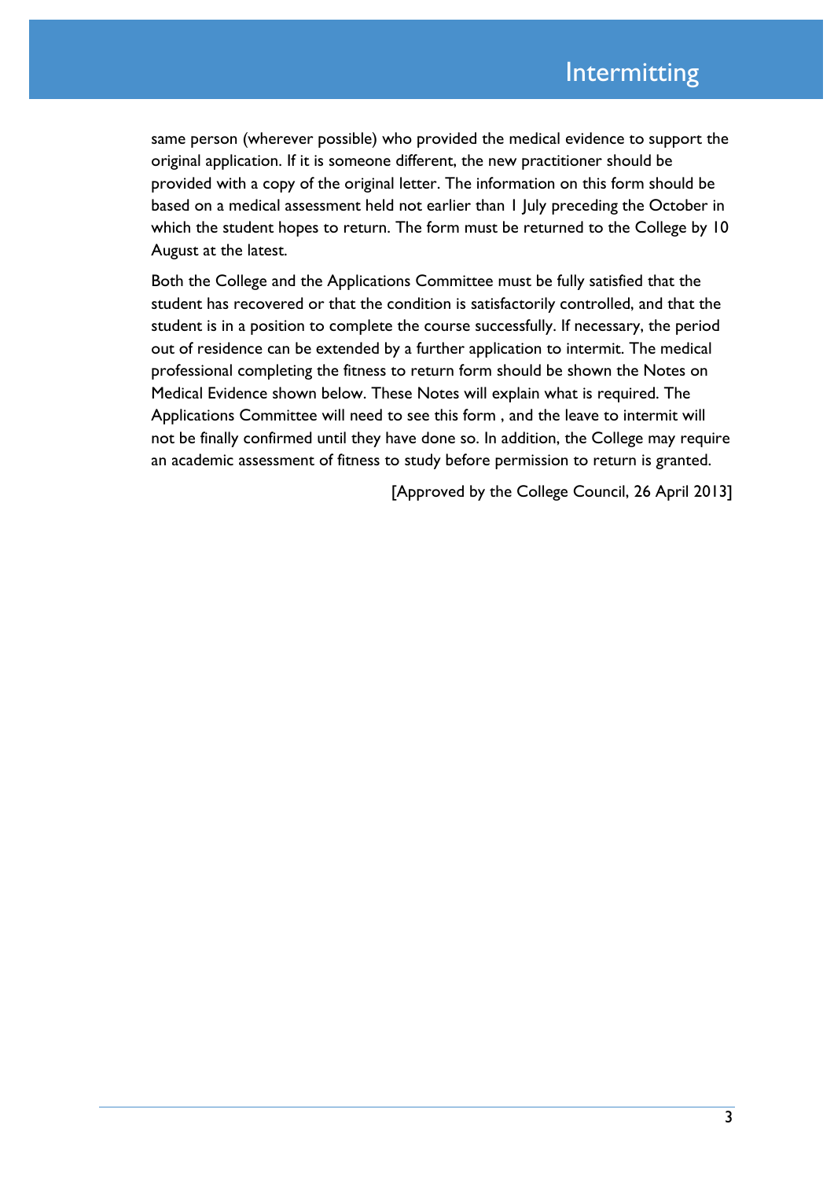same person (wherever possible) who provided the medical evidence to support the original application. If it is someone different, the new practitioner should be provided with a copy of the original letter. The information on this form should be based on a medical assessment held not earlier than 1 July preceding the October in which the student hopes to return. The form must be returned to the College by 10 August at the latest.

Both the College and the Applications Committee must be fully satisfied that the student has recovered or that the condition is satisfactorily controlled, and that the student is in a position to complete the course successfully. If necessary, the period out of residence can be extended by a further application to intermit. The medical professional completing the fitness to return form should be shown the Notes on Medical Evidence shown below. These Notes will explain what is required. The Applications Committee will need to see this form , and the leave to intermit will not be finally confirmed until they have done so. In addition, the College may require an academic assessment of fitness to study before permission to return is granted.

[Approved by the College Council, 26 April 2013]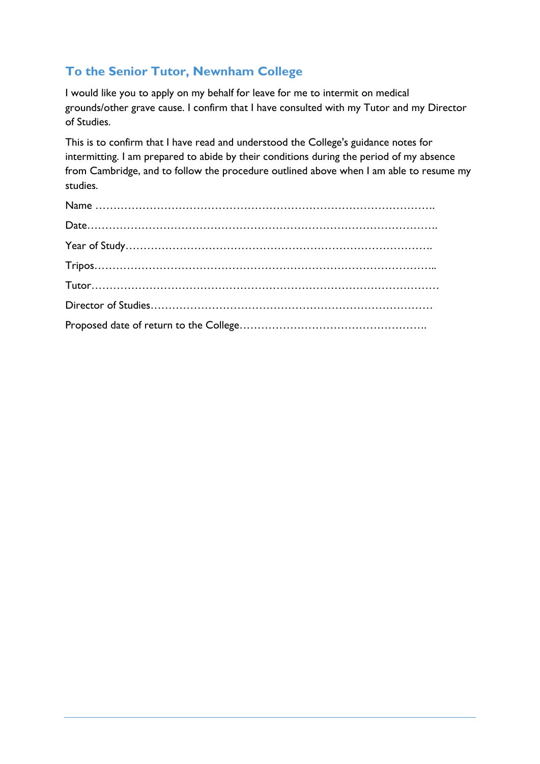## To the Senior Tutor, Newnham College

I would like you to apply on my behalf for leave for me to intermit on medical grounds/other grave cause. I confirm that I have consulted with my Tutor and my Director of Studies.

This is to confirm that I have read and understood the College's guidance notes for intermitting. I am prepared to abide by their conditions during the period of my absence from Cambridge, and to follow the procedure outlined above when I am able to resume my studies.

Name ……………………………………………………………………………………….

Date……………………………………………………………………………………….

Year of Study……………………………………………………………………………….

Tripos………………………………………………………………………………………..

Tutor…………………………………………………………………………………………

Director of Studies…………………………………………………………………………

Proposed date of return to the College…………………………………………………..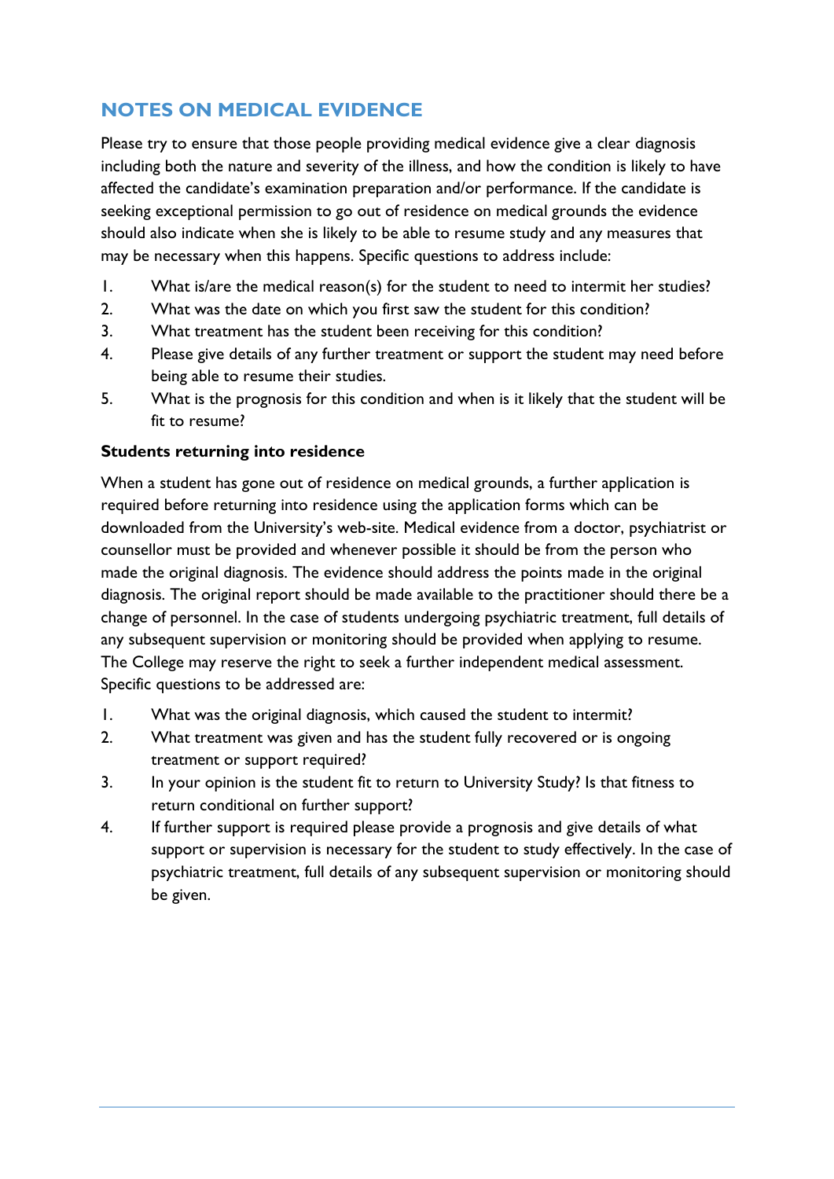## NOTES ON MEDICAL EVIDENCE

Please try to ensure that those people providing medical evidence give a clear diagnosis including both the nature and severity of the illness, and how the condition is likely to have affected the candidate's examination preparation and/or performance. If the candidate is seeking exceptional permission to go out of residence on medical grounds the evidence should also indicate when she is likely to be able to resume study and any measures that may be necessary when this happens. Specific questions to address include:

1. What is/are the medical reason(s) for the student to need to intermit her studies?
2. What was the date on which you first saw the student for this condition?
3. What treatment has the student been receiving for this condition?
4. Please give details of any further treatment or support the student may need before being able to resume their studies.
5. What is the prognosis for this condition and when is it likely that the student will be fit to resume?

**Students returning into residence**

When a student has gone out of residence on medical grounds, a further application is required before returning into residence using the application forms which can be downloaded from the University's web-site. Medical evidence from a doctor, psychiatrist or counsellor must be provided and whenever possible it should be from the person who made the original diagnosis. The evidence should address the points made in the original diagnosis. The original report should be made available to the practitioner should there be a change of personnel. In the case of students undergoing psychiatric treatment, full details of any subsequent supervision or monitoring should be provided when applying to resume. The College may reserve the right to seek a further independent medical assessment. Specific questions to be addressed are:

1. What was the original diagnosis, which caused the student to intermit?
2. What treatment was given and has the student fully recovered or is ongoing treatment or support required?
3. In your opinion is the student fit to return to University Study? Is that fitness to return conditional on further support?
4. If further support is required please provide a prognosis and give details of what support or supervision is necessary for the student to study effectively. In the case of psychiatric treatment, full details of any subsequent supervision or monitoring should be given.